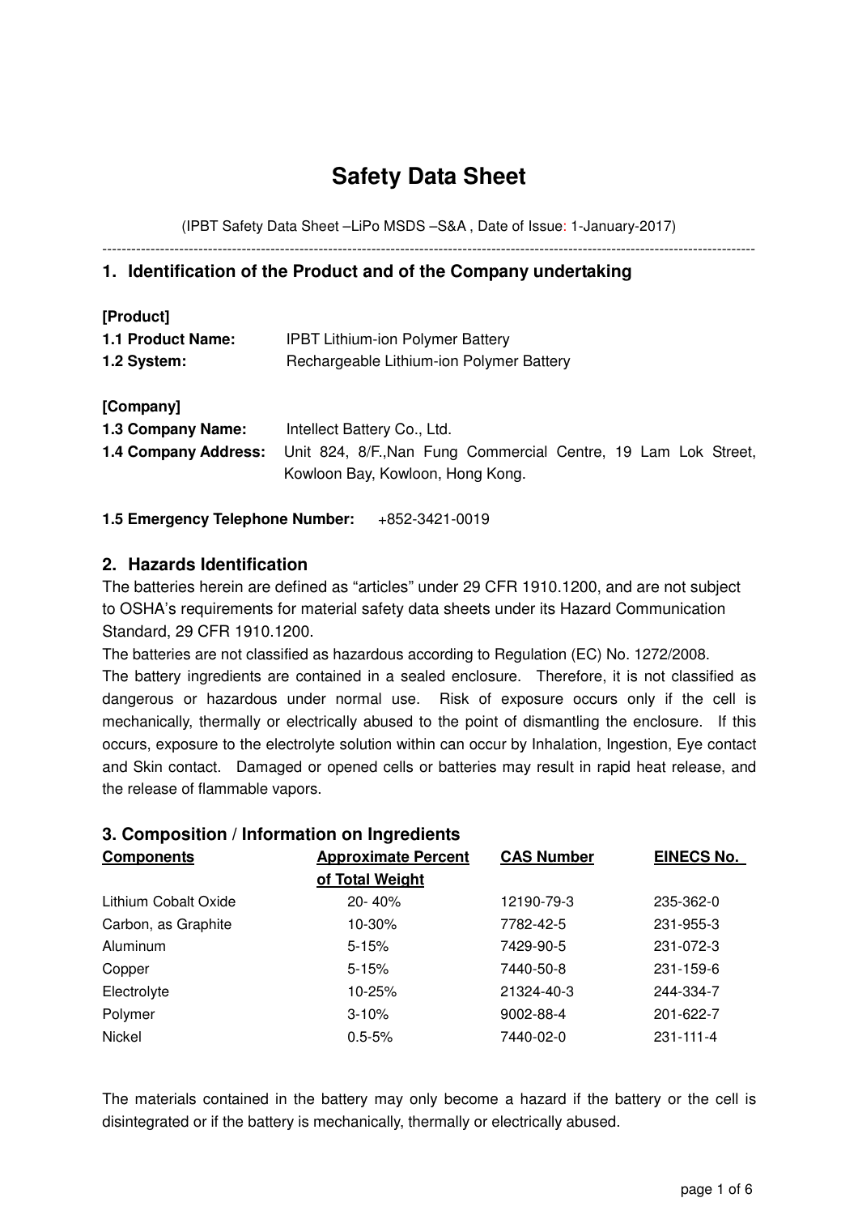# Safety Data Sheet

(IPBT Safety Data Sheet –LiPo MSDS –S&A , Date of Issue: 1-January-2017)

---

## 1. Identification of the Product and of the Company undertaking

**[Product]**

**1.1 Product Name:** IPBT Lithium-ion Polymer Battery

**1.2 System:** Rechargeable Lithium-ion Polymer Battery

**[Company]**

**1.3 Company Name:** Intellect Battery Co., Ltd.

**1.4 Company Address:** Unit 824, 8/F.,Nan Fung Commercial Centre, 19 Lam Lok Street, Kowloon Bay, Kowloon, Hong Kong.

**1.5 Emergency Telephone Number:** +852-3421-0019

## 2. Hazards Identification

The batteries herein are defined as "articles" under 29 CFR 1910.1200, and are not subject to OSHA's requirements for material safety data sheets under its Hazard Communication Standard, 29 CFR 1910.1200.

The batteries are not classified as hazardous according to Regulation (EC) No. 1272/2008.

The battery ingredients are contained in a sealed enclosure. Therefore, it is not classified as dangerous or hazardous under normal use. Risk of exposure occurs only if the cell is mechanically, thermally or electrically abused to the point of dismantling the enclosure. If this occurs, exposure to the electrolyte solution within can occur by Inhalation, Ingestion, Eye contact and Skin contact. Damaged or opened cells or batteries may result in rapid heat release, and the release of flammable vapors.

## 3. Composition / Information on Ingredients

| Components | Approximate Percent of Total Weight | CAS Number | EINECS No. |
|---|---|---|---|
| Lithium Cobalt Oxide | 20- 40% | 12190-79-3 | 235-362-0 |
| Carbon, as Graphite | 10-30% | 7782-42-5 | 231-955-3 |
| Aluminum | 5-15% | 7429-90-5 | 231-072-3 |
| Copper | 5-15% | 7440-50-8 | 231-159-6 |
| Electrolyte | 10-25% | 21324-40-3 | 244-334-7 |
| Polymer | 3-10% | 9002-88-4 | 201-622-7 |
| Nickel | 0.5-5% | 7440-02-0 | 231-111-4 |

The materials contained in the battery may only become a hazard if the battery or the cell is disintegrated or if the battery is mechanically, thermally or electrically abused.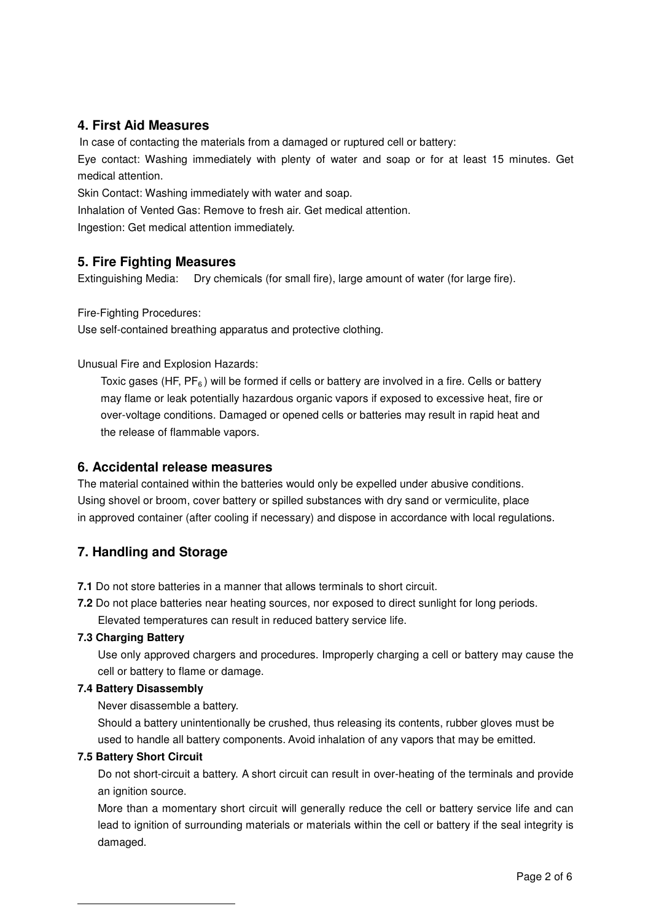## 4. First Aid Measures

In case of contacting the materials from a damaged or ruptured cell or battery:

Eye contact: Washing immediately with plenty of water and soap or for at least 15 minutes. Get medical attention.

Skin Contact: Washing immediately with water and soap.

Inhalation of Vented Gas: Remove to fresh air. Get medical attention.

Ingestion: Get medical attention immediately.

## 5. Fire Fighting Measures

Extinguishing Media: Dry chemicals (for small fire), large amount of water (for large fire).

Fire-Fighting Procedures:

Use self-contained breathing apparatus and protective clothing.

Unusual Fire and Explosion Hazards:

Toxic gases (HF, $PF_6$) will be formed if cells or battery are involved in a fire. Cells or battery may flame or leak potentially hazardous organic vapors if exposed to excessive heat, fire or over-voltage conditions. Damaged or opened cells or batteries may result in rapid heat and the release of flammable vapors.

## 6. Accidental release measures

The material contained within the batteries would only be expelled under abusive conditions. Using shovel or broom, cover battery or spilled substances with dry sand or vermiculite, place in approved container (after cooling if necessary) and dispose in accordance with local regulations.

## 7. Handling and Storage

**7.1** Do not store batteries in a manner that allows terminals to short circuit.

**7.2** Do not place batteries near heating sources, nor exposed to direct sunlight for long periods. Elevated temperatures can result in reduced battery service life.

**7.3 Charging Battery**

Use only approved chargers and procedures. Improperly charging a cell or battery may cause the cell or battery to flame or damage.

**7.4 Battery Disassembly**

Never disassemble a battery.

Should a battery unintentionally be crushed, thus releasing its contents, rubber gloves must be used to handle all battery components. Avoid inhalation of any vapors that may be emitted.

**7.5 Battery Short Circuit**

Do not short-circuit a battery. A short circuit can result in over-heating of the terminals and provide an ignition source.

More than a momentary short circuit will generally reduce the cell or battery service life and can lead to ignition of surrounding materials or materials within the cell or battery if the seal integrity is damaged.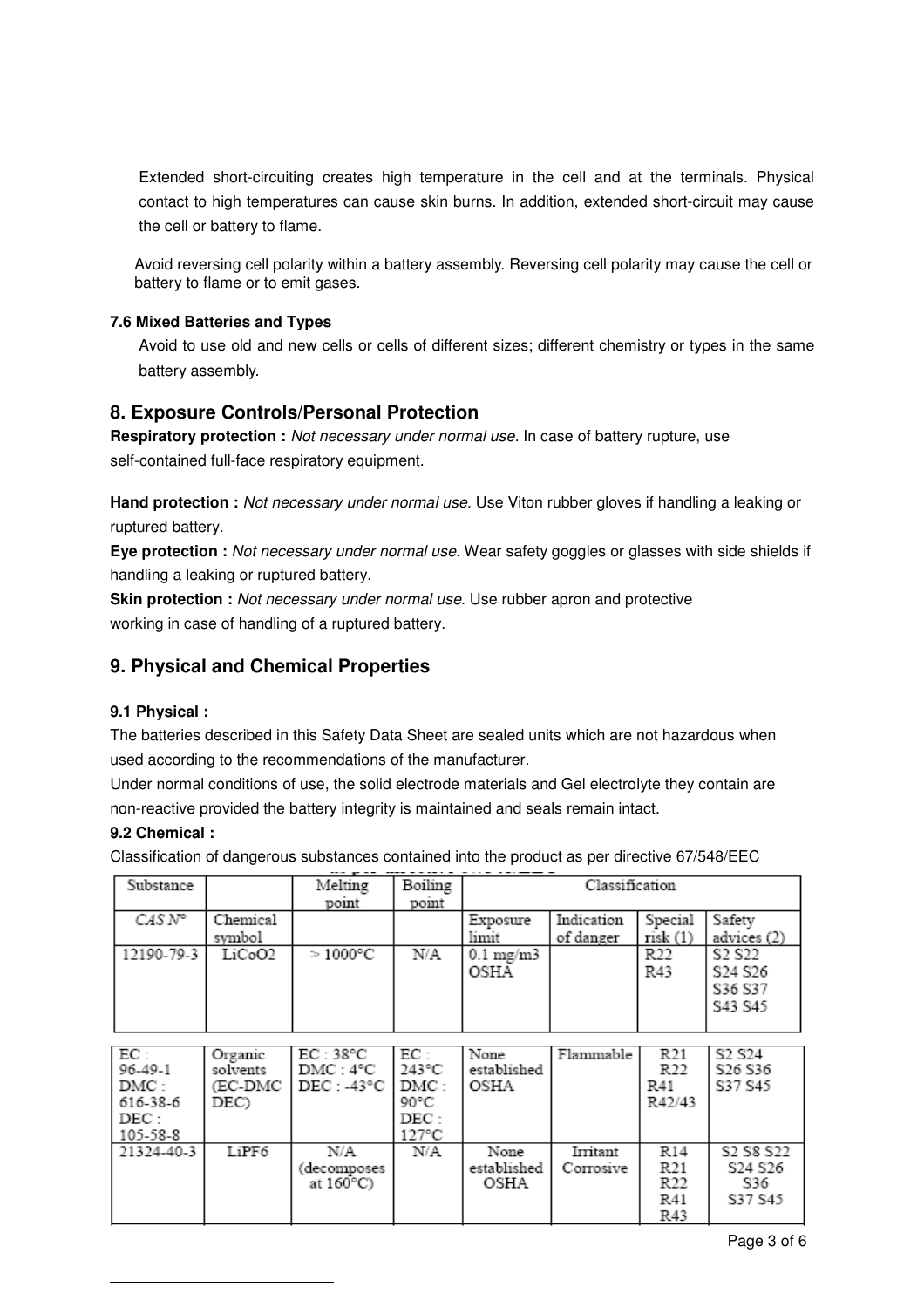Extended short-circuiting creates high temperature in the cell and at the terminals. Physical contact to high temperatures can cause skin burns. In addition, extended short-circuit may cause the cell or battery to flame.

Avoid reversing cell polarity within a battery assembly. Reversing cell polarity may cause the cell or battery to flame or to emit gases.

**7.6 Mixed Batteries and Types**

Avoid to use old and new cells or cells of different sizes; different chemistry or types in the same battery assembly.

## 8. Exposure Controls/Personal Protection

**Respiratory protection :** *Not necessary under normal use.* In case of battery rupture, use self-contained full-face respiratory equipment.

**Hand protection :** *Not necessary under normal use.* Use Viton rubber gloves if handling a leaking or ruptured battery.

**Eye protection :** *Not necessary under normal use.* Wear safety goggles or glasses with side shields if handling a leaking or ruptured battery.

**Skin protection :** *Not necessary under normal use.* Use rubber apron and protective working in case of handling of a ruptured battery.

## 9. Physical and Chemical Properties

**9.1 Physical :**

The batteries described in this Safety Data Sheet are sealed units which are not hazardous when used according to the recommendations of the manufacturer.

Under normal conditions of use, the solid electrode materials and Gel electrolyte they contain are non-reactive provided the battery integrity is maintained and seals remain intact.

**9.2 Chemical :**

Classification of dangerous substances contained into the product as per directive 67/548/EEC

| Substance | | Melting point | Boiling point | Classification | | | |
|---|---|---|---|---|---|---|---|
| *CAS N°* | Chemical symbol | | | Exposure limit | Indication of danger | Special risk (1) | Safety advices (2) |
| 12190-79-3 | $LiCoO_2$ | > 1000°C | N/A | 0.1 mg/m3 OSHA | | R22 R43 | S2 S22 S24 S26 S36 S37 S43 S45 |
| EC : 96-49-1 DMC : 616-38-6 DEC : 105-58-8 | Organic solvents (EC-DMC DEC) | EC : 38°C DMC : 4°C DEC : -43°C | EC : 243°C DMC : 90°C DEC : 127°C | None established OSHA | Flammable | R21 R22 R41 R42/43 | S2 S24 S26 S36 S37 S45 |
| 21324-40-3 | $LiPF_6$ | N/A (decomposes at 160°C) | N/A | None established OSHA | Irritant Corrosive | R14 R21 R22 R41 R43 | S2 S8 S22 S24 S26 S36 S37 S45 |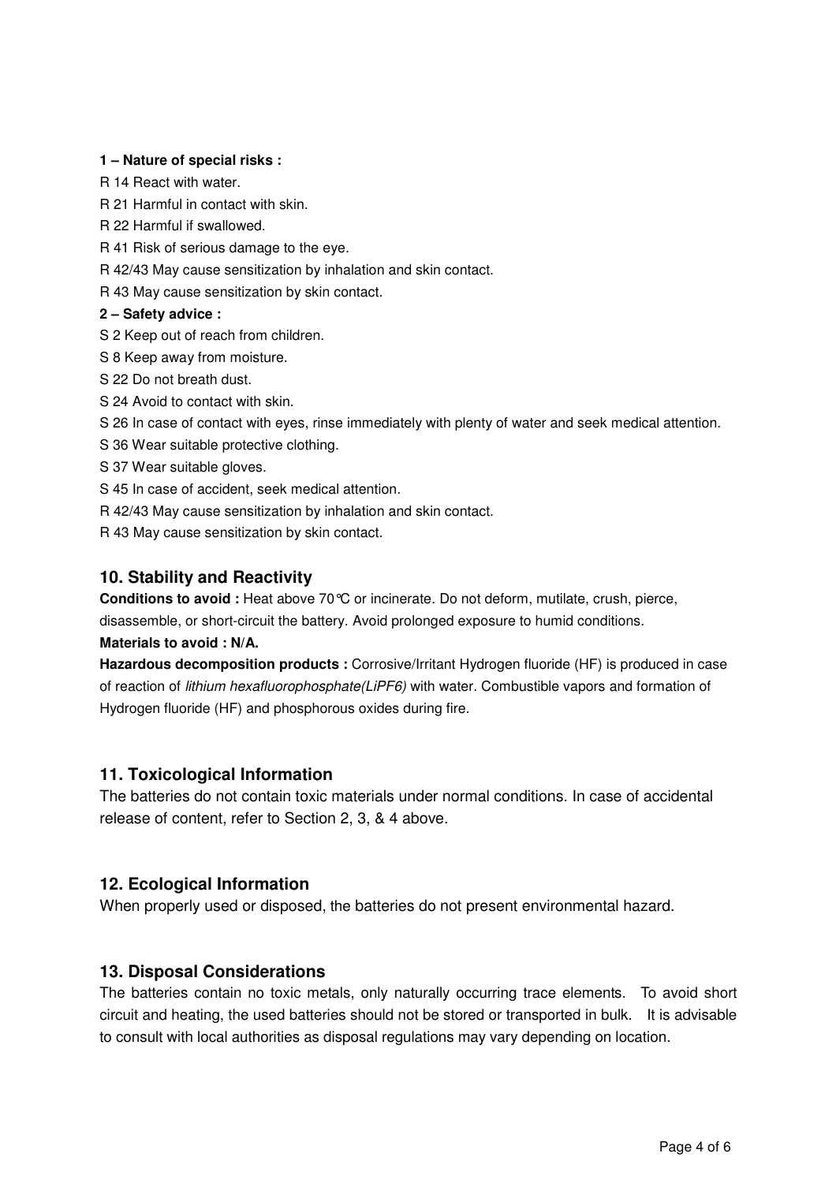**1 – Nature of special risks :**

R 14 React with water.

R 21 Harmful in contact with skin.

R 22 Harmful if swallowed.

R 41 Risk of serious damage to the eye.

R 42/43 May cause sensitization by inhalation and skin contact.

R 43 May cause sensitization by skin contact.

**2 – Safety advice :**

S 2 Keep out of reach from children.

S 8 Keep away from moisture.

S 22 Do not breath dust.

S 24 Avoid to contact with skin.

S 26 In case of contact with eyes, rinse immediately with plenty of water and seek medical attention.

S 36 Wear suitable protective clothing.

S 37 Wear suitable gloves.

S 45 In case of accident, seek medical attention.

R 42/43 May cause sensitization by inhalation and skin contact.

R 43 May cause sensitization by skin contact.

## 10. Stability and Reactivity

**Conditions to avoid :** Heat above 70℃ or incinerate. Do not deform, mutilate, crush, pierce, disassemble, or short-circuit the battery. Avoid prolonged exposure to humid conditions.

**Materials to avoid : N/A.**

**Hazardous decomposition products :** Corrosive/Irritant Hydrogen fluoride (HF) is produced in case of reaction of *lithium hexafluorophosphate($LiPF_6$)* with water. Combustible vapors and formation of Hydrogen fluoride (HF) and phosphorous oxides during fire.

## 11. Toxicological Information

The batteries do not contain toxic materials under normal conditions. In case of accidental release of content, refer to Section 2, 3, & 4 above.

## 12. Ecological Information

When properly used or disposed, the batteries do not present environmental hazard.

## 13. Disposal Considerations

The batteries contain no toxic metals, only naturally occurring trace elements. To avoid short circuit and heating, the used batteries should not be stored or transported in bulk. It is advisable to consult with local authorities as disposal regulations may vary depending on location.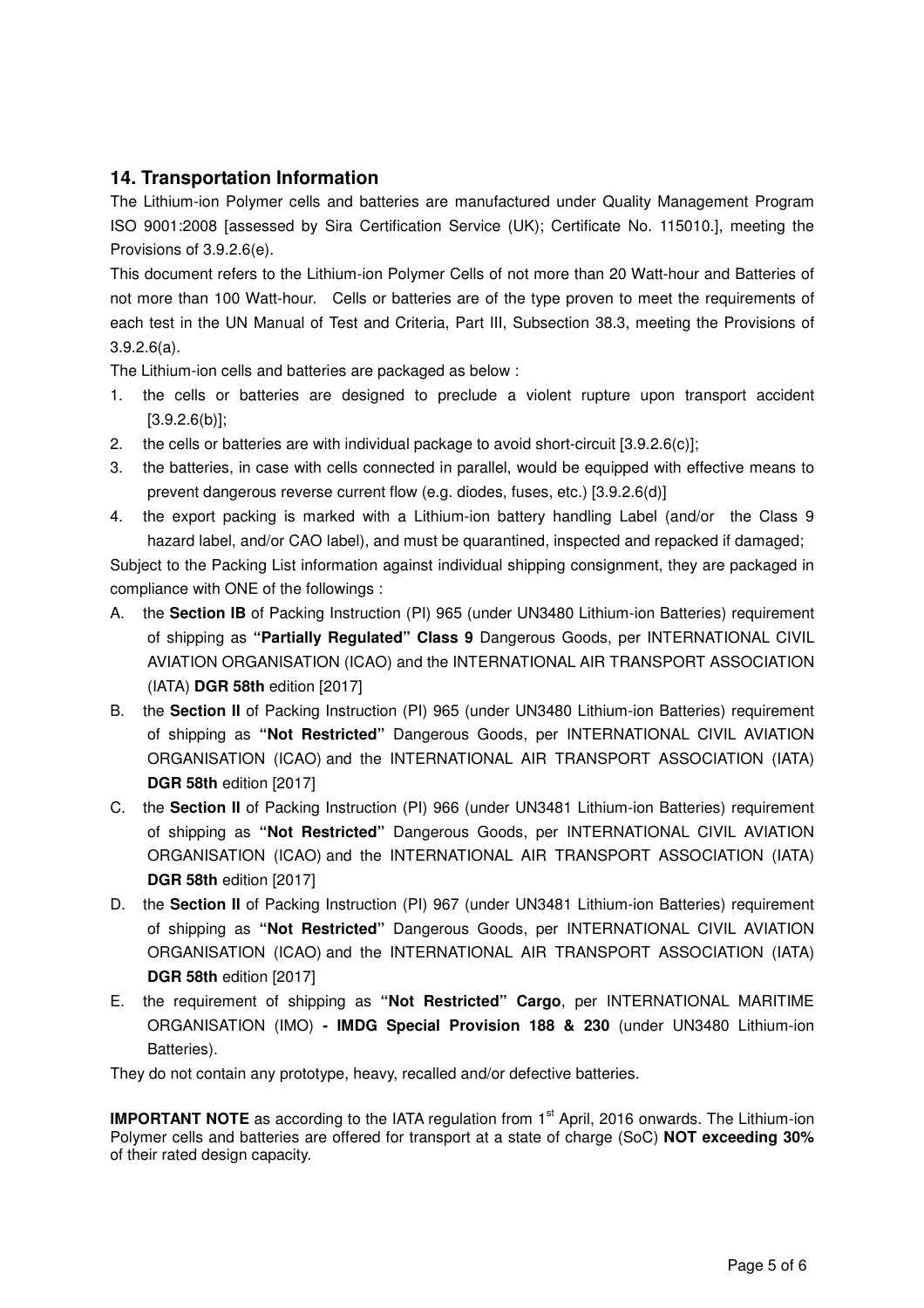## 14. Transportation Information

The Lithium-ion Polymer cells and batteries are manufactured under Quality Management Program ISO 9001:2008 [assessed by Sira Certification Service (UK); Certificate No. 115010.], meeting the Provisions of 3.9.2.6(e).

This document refers to the Lithium-ion Polymer Cells of not more than 20 Watt-hour and Batteries of not more than 100 Watt-hour. Cells or batteries are of the type proven to meet the requirements of each test in the UN Manual of Test and Criteria, Part III, Subsection 38.3, meeting the Provisions of 3.9.2.6(a).

The Lithium-ion cells and batteries are packaged as below :

1. the cells or batteries are designed to preclude a violent rupture upon transport accident [3.9.2.6(b)];
2. the cells or batteries are with individual package to avoid short-circuit [3.9.2.6(c)];
3. the batteries, in case with cells connected in parallel, would be equipped with effective means to prevent dangerous reverse current flow (e.g. diodes, fuses, etc.) [3.9.2.6(d)]
4. the export packing is marked with a Lithium-ion battery handling Label (and/or the Class 9 hazard label, and/or CAO label), and must be quarantined, inspected and repacked if damaged;

Subject to the Packing List information against individual shipping consignment, they are packaged in compliance with ONE of the followings :

A. the **Section IB** of Packing Instruction (PI) 965 (under UN3480 Lithium-ion Batteries) requirement of shipping as **"Partially Regulated" Class 9** Dangerous Goods, per INTERNATIONAL CIVIL AVIATION ORGANISATION (ICAO) and the INTERNATIONAL AIR TRANSPORT ASSOCIATION (IATA) **DGR 58th** edition [2017]

B. the **Section II** of Packing Instruction (PI) 965 (under UN3480 Lithium-ion Batteries) requirement of shipping as **"Not Restricted"** Dangerous Goods, per INTERNATIONAL CIVIL AVIATION ORGANISATION (ICAO) and the INTERNATIONAL AIR TRANSPORT ASSOCIATION (IATA) **DGR 58th** edition [2017]

C. the **Section II** of Packing Instruction (PI) 966 (under UN3481 Lithium-ion Batteries) requirement of shipping as **"Not Restricted"** Dangerous Goods, per INTERNATIONAL CIVIL AVIATION ORGANISATION (ICAO) and the INTERNATIONAL AIR TRANSPORT ASSOCIATION (IATA) **DGR 58th** edition [2017]

D. the **Section II** of Packing Instruction (PI) 967 (under UN3481 Lithium-ion Batteries) requirement of shipping as **"Not Restricted"** Dangerous Goods, per INTERNATIONAL CIVIL AVIATION ORGANISATION (ICAO) and the INTERNATIONAL AIR TRANSPORT ASSOCIATION (IATA) **DGR 58th** edition [2017]

E. the requirement of shipping as **"Not Restricted" Cargo**, per INTERNATIONAL MARITIME ORGANISATION (IMO) **- IMDG Special Provision 188 & 230** (under UN3480 Lithium-ion Batteries).

They do not contain any prototype, heavy, recalled and/or defective batteries.

**IMPORTANT NOTE** as according to the IATA regulation from 1st April, 2016 onwards. The Lithium-ion Polymer cells and batteries are offered for transport at a state of charge (SoC) **NOT exceeding 30%** of their rated design capacity.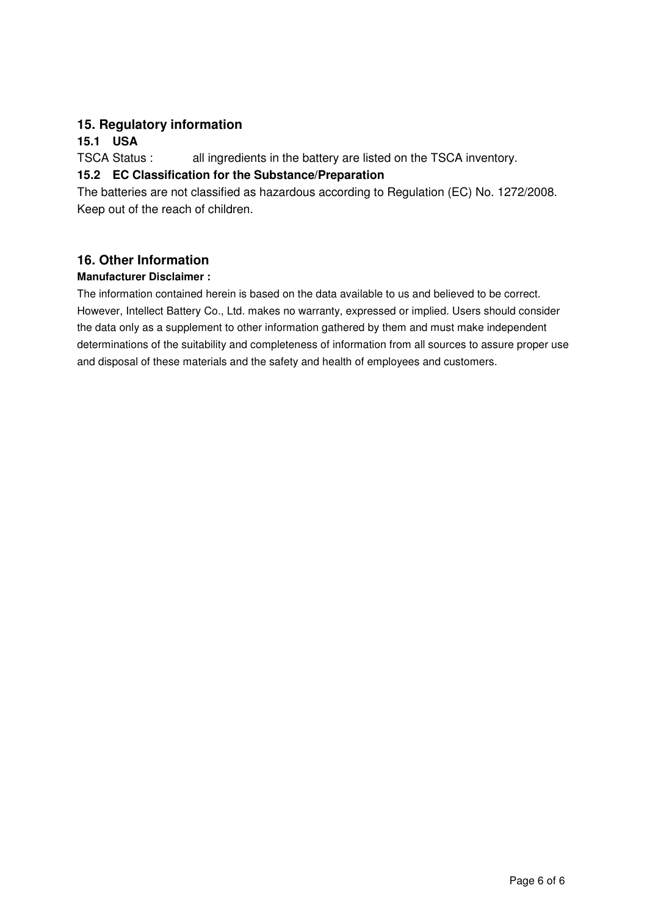## 15. Regulatory information

### 15.1 USA

TSCA Status : all ingredients in the battery are listed on the TSCA inventory.

### 15.2 EC Classification for the Substance/Preparation

The batteries are not classified as hazardous according to Regulation (EC) No. 1272/2008.
Keep out of the reach of children.

## 16. Other Information

**Manufacturer Disclaimer :**

The information contained herein is based on the data available to us and believed to be correct. However, Intellect Battery Co., Ltd. makes no warranty, expressed or implied. Users should consider the data only as a supplement to other information gathered by them and must make independent determinations of the suitability and completeness of information from all sources to assure proper use and disposal of these materials and the safety and health of employees and customers.